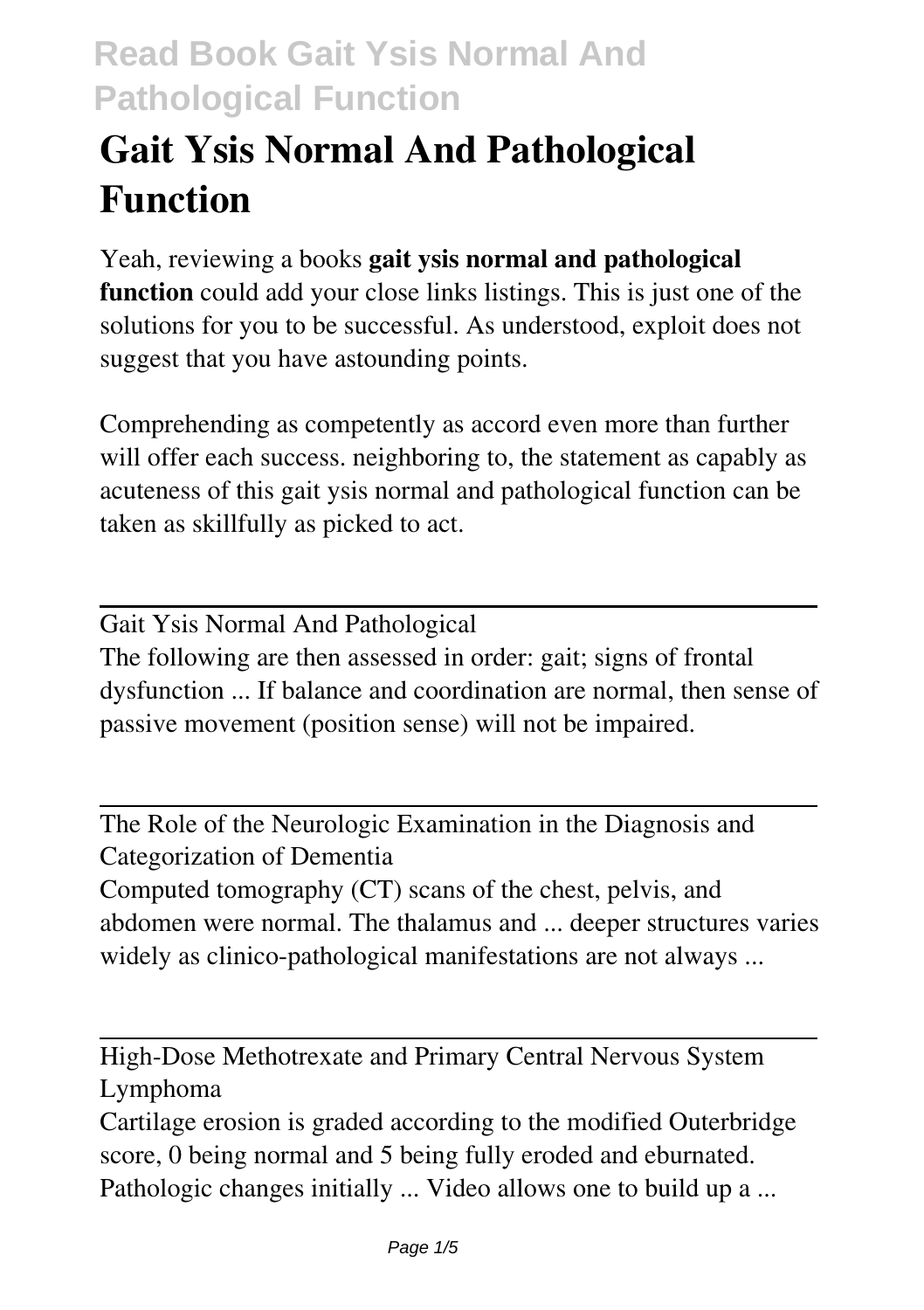# Gait Ysis Normal And Pathological Function

Yeah, reviewing a books **gait ysis normal and pathological function** could add your close links listings. This is just one of the solutions for you to be successful. As understood, exploit does not suggest that you have astounding points.

Comprehending as competently as accord even more than further will offer each success. neighboring to, the statement as capably as acuteness of this gait ysis normal and pathological function can be taken as skillfully as picked to act.

---

Gait Ysis Normal And Pathological

The following are then assessed in order: gait; signs of frontal dysfunction ... If balance and coordination are normal, then sense of passive movement (position sense) will not be impaired.

---

The Role of the Neurologic Examination in the Diagnosis and Categorization of Dementia

Computed tomography (CT) scans of the chest, pelvis, and abdomen were normal. The thalamus and ... deeper structures varies widely as clinico-pathological manifestations are not always ...

---

High-Dose Methotrexate and Primary Central Nervous System Lymphoma

Cartilage erosion is graded according to the modified Outerbridge score, 0 being normal and 5 being fully eroded and eburnated. Pathologic changes initially ... Video allows one to build up a ...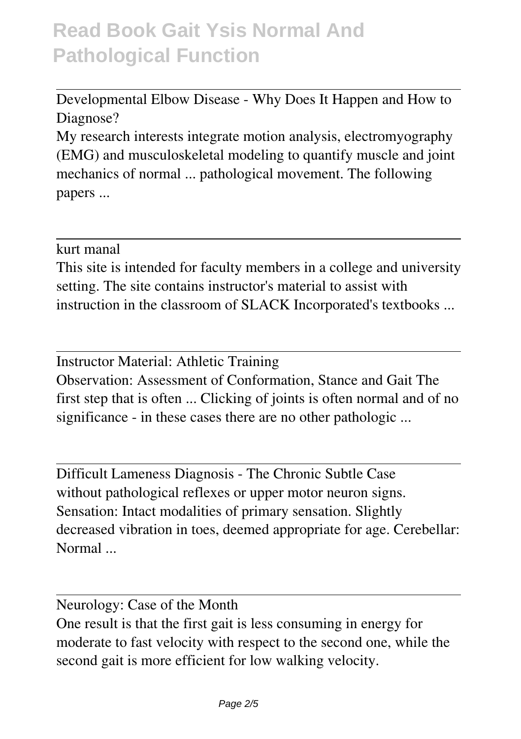Developmental Elbow Disease - Why Does It Happen and How to Diagnose?

My research interests integrate motion analysis, electromyography (EMG) and musculoskeletal modeling to quantify muscle and joint mechanics of normal ... pathological movement. The following papers ...

kurt manal

This site is intended for faculty members in a college and university setting. The site contains instructor's material to assist with instruction in the classroom of SLACK Incorporated's textbooks ...

Instructor Material: Athletic Training

Observation: Assessment of Conformation, Stance and Gait The first step that is often ... Clicking of joints is often normal and of no significance - in these cases there are no other pathologic ...

Difficult Lameness Diagnosis - The Chronic Subtle Case

without pathological reflexes or upper motor neuron signs. Sensation: Intact modalities of primary sensation. Slightly decreased vibration in toes, deemed appropriate for age. Cerebellar: Normal ...

Neurology: Case of the Month

One result is that the first gait is less consuming in energy for moderate to fast velocity with respect to the second one, while the second gait is more efficient for low walking velocity.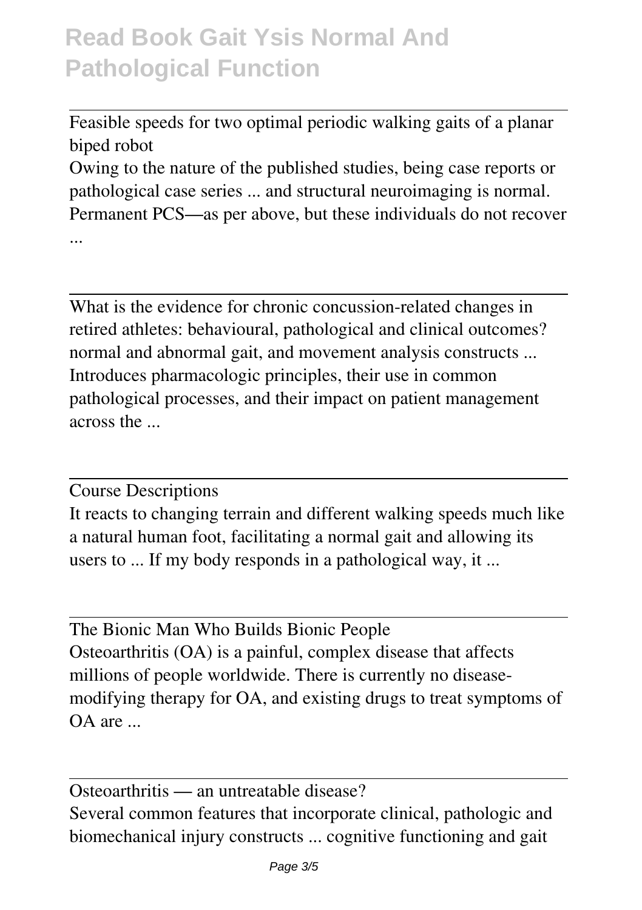Feasible speeds for two optimal periodic walking gaits of a planar biped robot

Owing to the nature of the published studies, being case reports or pathological case series ... and structural neuroimaging is normal. Permanent PCS—as per above, but these individuals do not recover ...

---

What is the evidence for chronic concussion-related changes in retired athletes: behavioural, pathological and clinical outcomes?

normal and abnormal gait, and movement analysis constructs ... Introduces pharmacologic principles, their use in common pathological processes, and their impact on patient management across the ...

---

Course Descriptions

It reacts to changing terrain and different walking speeds much like a natural human foot, facilitating a normal gait and allowing its users to ... If my body responds in a pathological way, it ...

---

The Bionic Man Who Builds Bionic People

Osteoarthritis (OA) is a painful, complex disease that affects millions of people worldwide. There is currently no disease-modifying therapy for OA, and existing drugs to treat symptoms of OA are ...

---

Osteoarthritis — an untreatable disease?

Several common features that incorporate clinical, pathologic and biomechanical injury constructs ... cognitive functioning and gait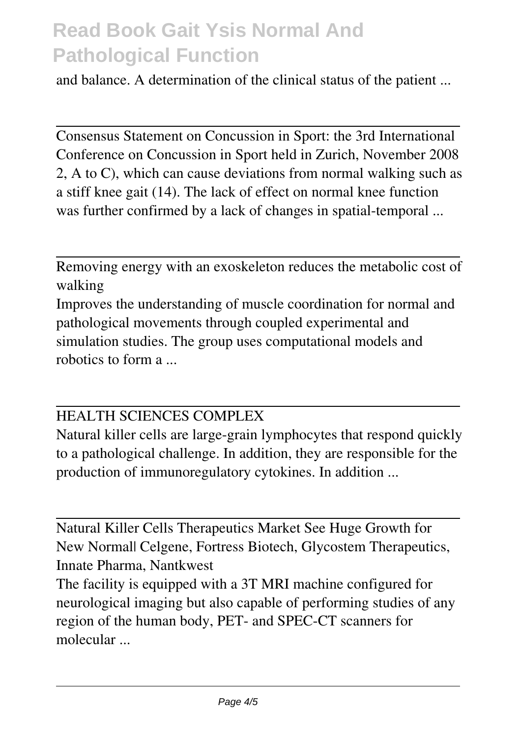and balance. A determination of the clinical status of the patient ...

---

Consensus Statement on Concussion in Sport: the 3rd International Conference on Concussion in Sport held in Zurich, November 2008
2, A to C), which can cause deviations from normal walking such as a stiff knee gait (14). The lack of effect on normal knee function was further confirmed by a lack of changes in spatial-temporal ...

---

Removing energy with an exoskeleton reduces the metabolic cost of walking
Improves the understanding of muscle coordination for normal and pathological movements through coupled experimental and simulation studies. The group uses computational models and robotics to form a ...

---

HEALTH SCIENCES COMPLEX
Natural killer cells are large-grain lymphocytes that respond quickly to a pathological challenge. In addition, they are responsible for the production of immunoregulatory cytokines. In addition ...

---

Natural Killer Cells Therapeutics Market See Huge Growth for New Normal| Celgene, Fortress Biotech, Glycostem Therapeutics, Innate Pharma, Nantkwest
The facility is equipped with a 3T MRI machine configured for neurological imaging but also capable of performing studies of any region of the human body, PET- and SPEC-CT scanners for molecular ...

---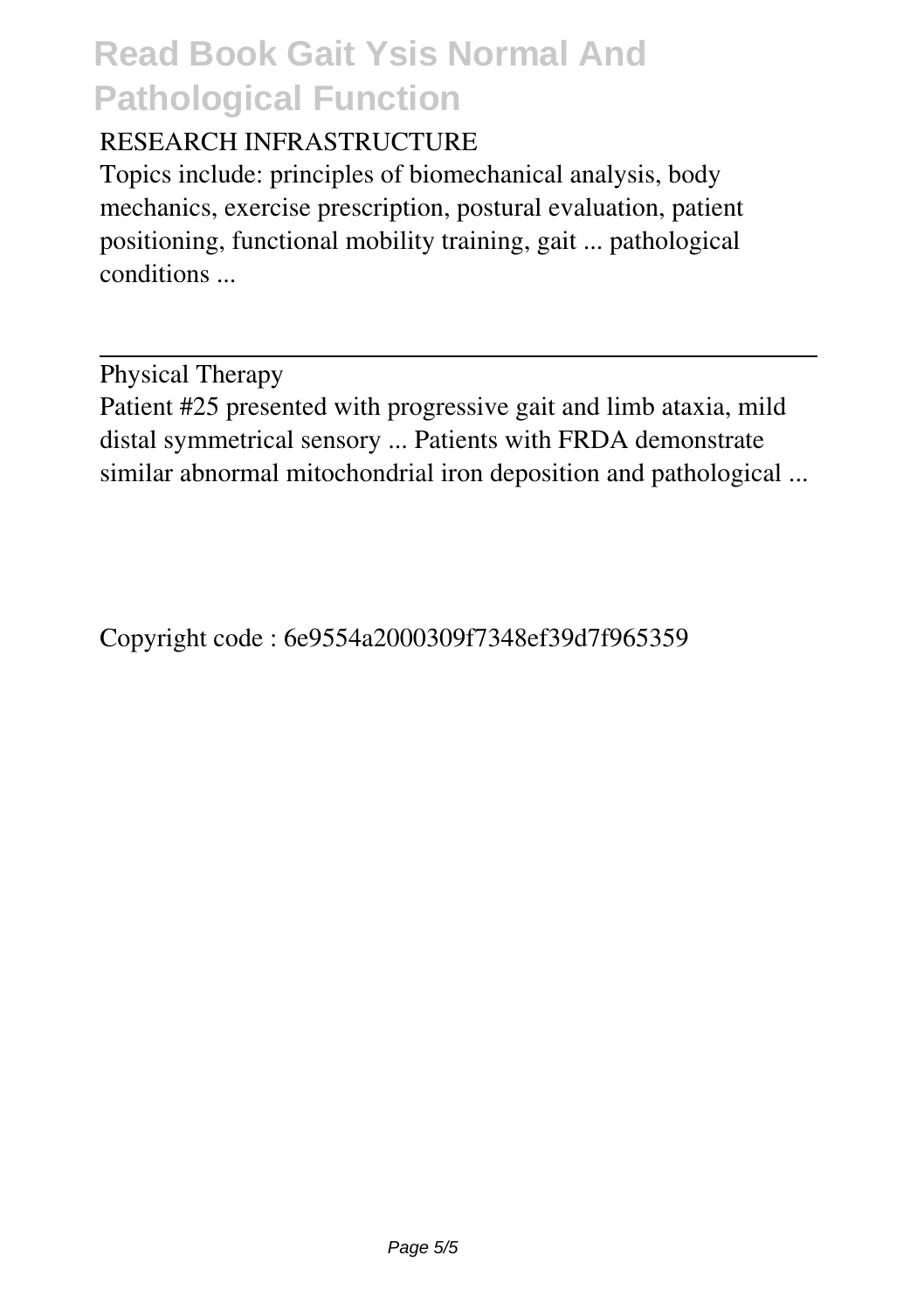RESEARCH INFRASTRUCTURE

Topics include: principles of biomechanical analysis, body mechanics, exercise prescription, postural evaluation, patient positioning, functional mobility training, gait ... pathological conditions ...

---

Physical Therapy

Patient #25 presented with progressive gait and limb ataxia, mild distal symmetrical sensory ... Patients with FRDA demonstrate similar abnormal mitochondrial iron deposition and pathological ...

Copyright code : 6e9554a2000309f7348ef39d7f965359